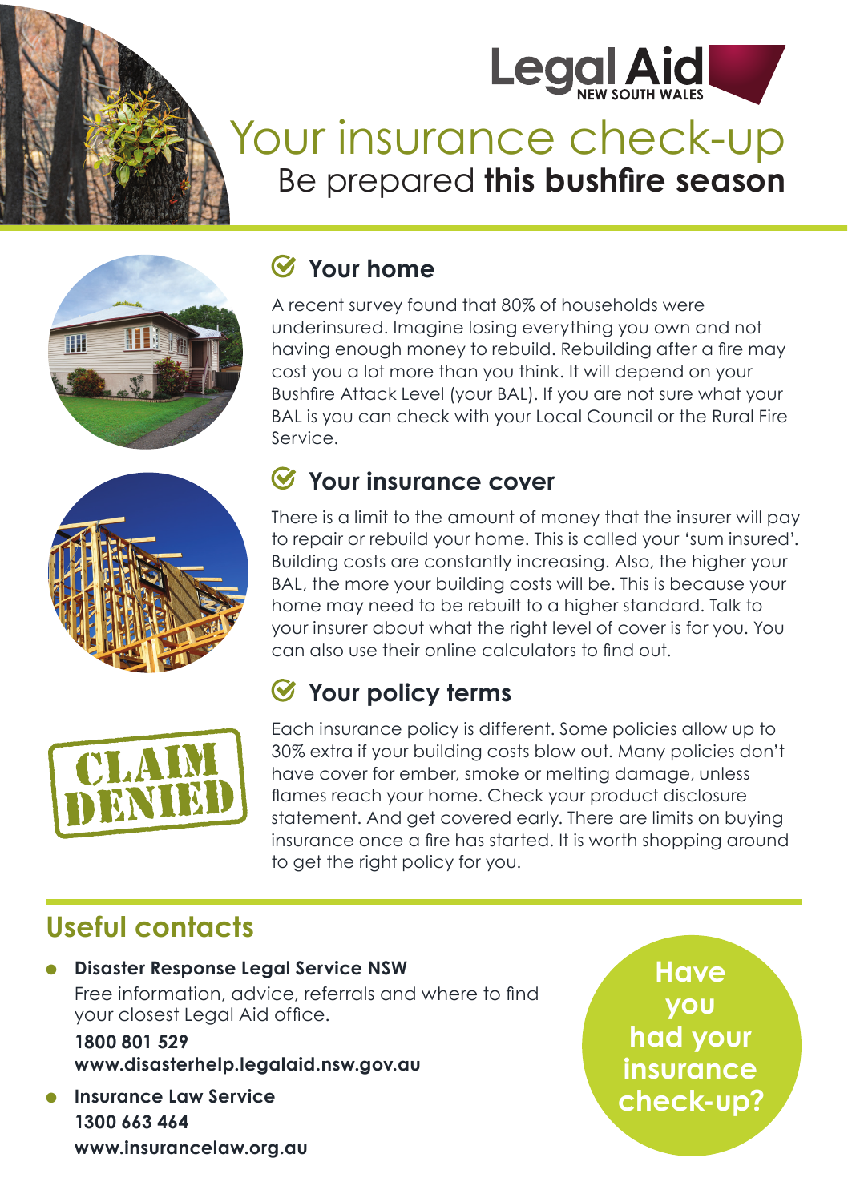Legal Aid NEW SOUTH WALES

# Your insurance check-up

## Be prepared **this bushfire season**

### Your home

A recent survey found that 80% of households were underinsured. Imagine losing everything you own and not having enough money to rebuild. Rebuilding after a fire may cost you a lot more than you think. It will depend on your Bushfire Attack Level (your BAL). If you are not sure what your BAL is you can check with your Local Council or the Rural Fire Service.

### Your insurance cover

There is a limit to the amount of money that the insurer will pay to repair or rebuild your home. This is called your 'sum insured'. Building costs are constantly increasing. Also, the higher your BAL, the more your building costs will be. This is because your home may need to be rebuilt to a higher standard. Talk to your insurer about what the right level of cover is for you. You can also use their online calculators to find out.

### Your policy terms

Each insurance policy is different. Some policies allow up to 30% extra if your building costs blow out. Many policies don't have cover for ember, smoke or melting damage, unless flames reach your home. Check your product disclosure statement. And get covered early. There are limits on buying insurance once a fire has started. It is worth shopping around to get the right policy for you.

## Useful contacts

- **Disaster Response Legal Service NSW**
  Free information, advice, referrals and where to find your closest Legal Aid office.
  **1800 801 529**
  **www.disasterhelp.legalaid.nsw.gov.au**
- **Insurance Law Service**
  **1300 663 464**
  **www.insurancelaw.org.au**

**Have you had your insurance check-up?**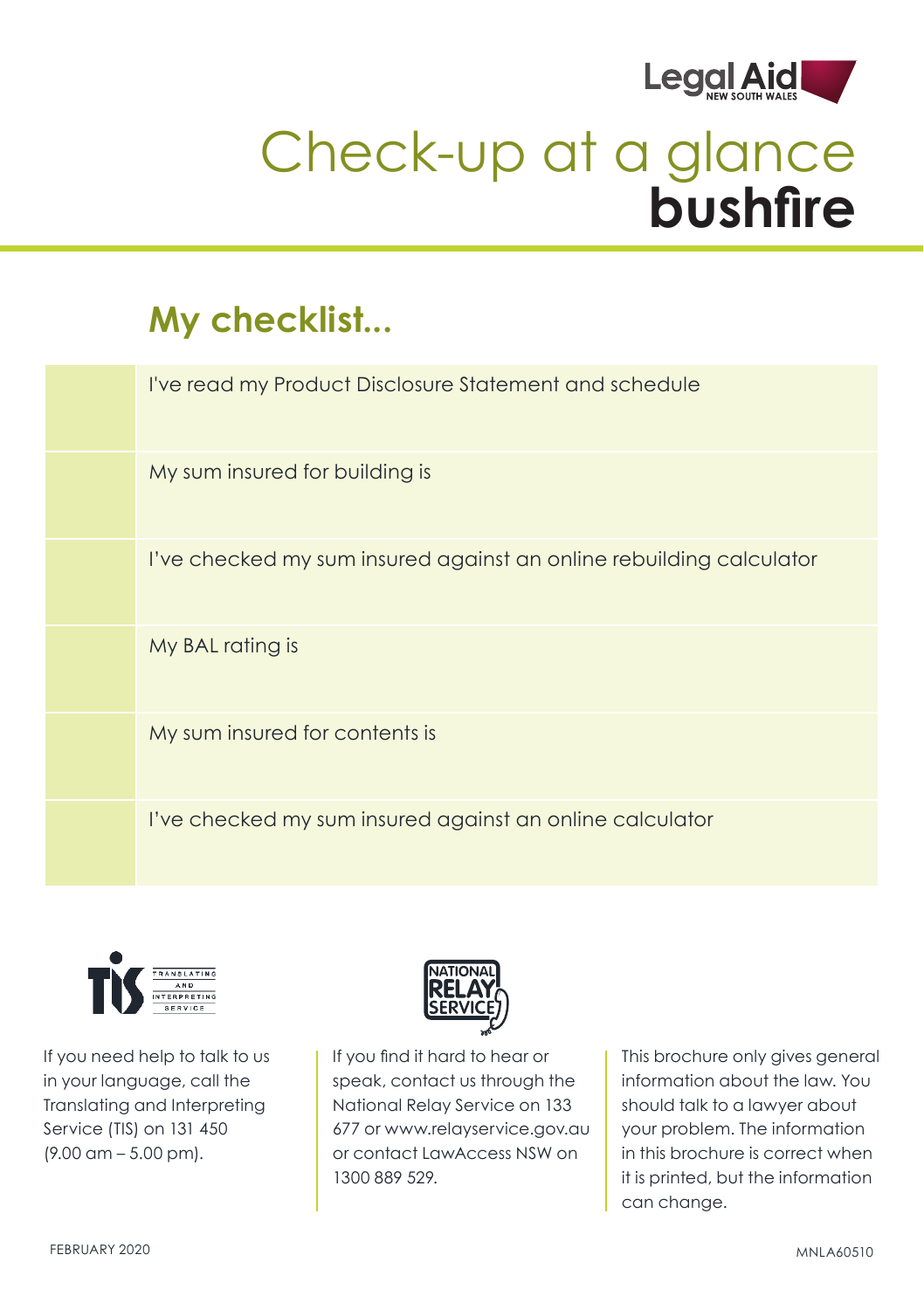# Check-up at a glance
# bushfire

## My checklist...

| | |
|---|---|
| | I've read my Product Disclosure Statement and schedule |
| | My sum insured for building is |
| | I've checked my sum insured against an online rebuilding calculator |
| | My BAL rating is |
| | My sum insured for contents is |
| | I've checked my sum insured against an online calculator |

If you need help to talk to us in your language, call the Translating and Interpreting Service (TIS) on 131 450 (9.00 am – 5.00 pm).

If you find it hard to hear or speak, contact us through the National Relay Service on 133 677 or www.relayservice.gov.au or contact LawAccess NSW on 1300 889 529.

This brochure only gives general information about the law. You should talk to a lawyer about your problem. The information in this brochure is correct when it is printed, but the information can change.

FEBRUARY 2020

MNLA60510